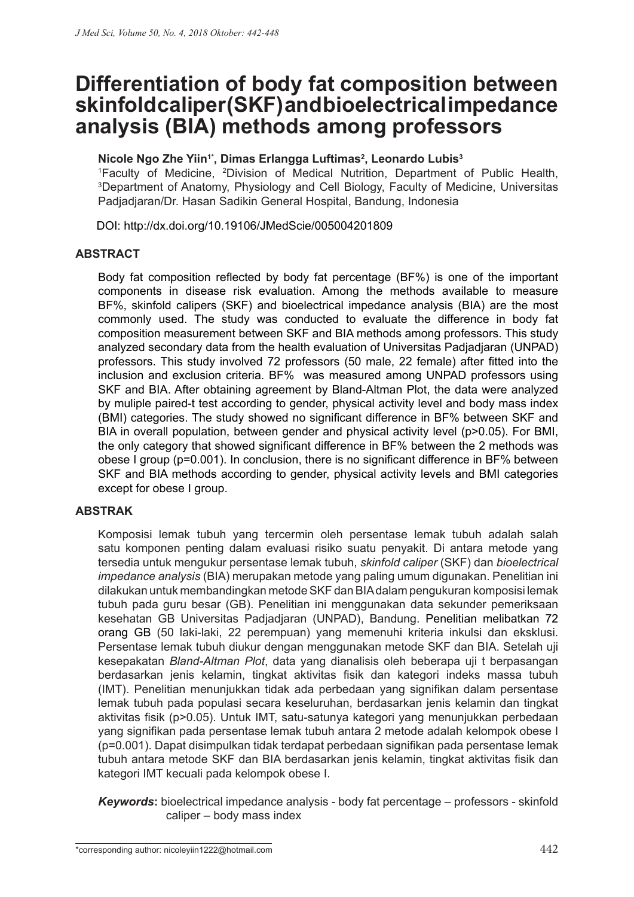# Differentiation of body fat composition between skinfoldcaliper(SKF)andbioelectricalimpedance analysis (BIA) methods among professors

**Nicole Ngo Zhe Yiin[1*], Dimas Erlangga Luftimas[2], Leonardo Lubis[3]**

[1]Faculty of Medicine, [2]Division of Medical Nutrition, Department of Public Health, [3]Department of Anatomy, Physiology and Cell Biology, Faculty of Medicine, Universitas Padjadjaran/Dr. Hasan Sadikin General Hospital, Bandung, Indonesia

DOI: http://dx.doi.org/10.19106/JMedScie/005004201809

## ABSTRACT

Body fat composition reflected by body fat percentage (BF%) is one of the important components in disease risk evaluation. Among the methods available to measure BF%, skinfold calipers (SKF) and bioelectrical impedance analysis (BIA) are the most commonly used. The study was conducted to evaluate the difference in body fat composition measurement between SKF and BIA methods among professors. This study analyzed secondary data from the health evaluation of Universitas Padjadjaran (UNPAD) professors. This study involved 72 professors (50 male, 22 female) after fitted into the inclusion and exclusion criteria. BF% was measured among UNPAD professors using SKF and BIA. After obtaining agreement by Bland-Altman Plot, the data were analyzed by muliple paired-t test according to gender, physical activity level and body mass index (BMI) categories. The study showed no significant difference in BF% between SKF and BIA in overall population, between gender and physical activity level (p>0.05). For BMI, the only category that showed significant difference in BF% between the 2 methods was obese I group (p=0.001). In conclusion, there is no significant difference in BF% between SKF and BIA methods according to gender, physical activity levels and BMI categories except for obese I group.

## ABSTRAK

Komposisi lemak tubuh yang tercermin oleh persentase lemak tubuh adalah salah satu komponen penting dalam evaluasi risiko suatu penyakit. Di antara metode yang tersedia untuk mengukur persentase lemak tubuh, *skinfold caliper* (SKF) dan *bioelectrical impedance analysis* (BIA) merupakan metode yang paling umum digunakan. Penelitian ini dilakukan untuk membandingkan metode SKF dan BIA dalam pengukuran komposisi lemak tubuh pada guru besar (GB). Penelitian ini menggunakan data sekunder pemeriksaan kesehatan GB Universitas Padjadjaran (UNPAD), Bandung. Penelitian melibatkan 72 orang GB (50 laki-laki, 22 perempuan) yang memenuhi kriteria inkulsi dan eksklusi. Persentase lemak tubuh diukur dengan menggunakan metode SKF dan BIA. Setelah uji kesepakatan *Bland-Altman Plot*, data yang dianalisis oleh beberapa uji t berpasangan berdasarkan jenis kelamin, tingkat aktivitas fisik dan kategori indeks massa tubuh (IMT). Penelitian menunjukkan tidak ada perbedaan yang signifikan dalam persentase lemak tubuh pada populasi secara keseluruhan, berdasarkan jenis kelamin dan tingkat aktivitas fisik (p>0.05). Untuk IMT, satu-satunya kategori yang menunjukkan perbedaan yang signifikan pada persentase lemak tubuh antara 2 metode adalah kelompok obese I (p=0.001). Dapat disimpulkan tidak terdapat perbedaan signifikan pada persentase lemak tubuh antara metode SKF dan BIA berdasarkan jenis kelamin, tingkat aktivitas fisik dan kategori IMT kecuali pada kelompok obese I.

***Keywords*:** bioelectrical impedance analysis - body fat percentage – professors - skinfold caliper – body mass index

*corresponding author: nicoleyiin1222@hotmail.com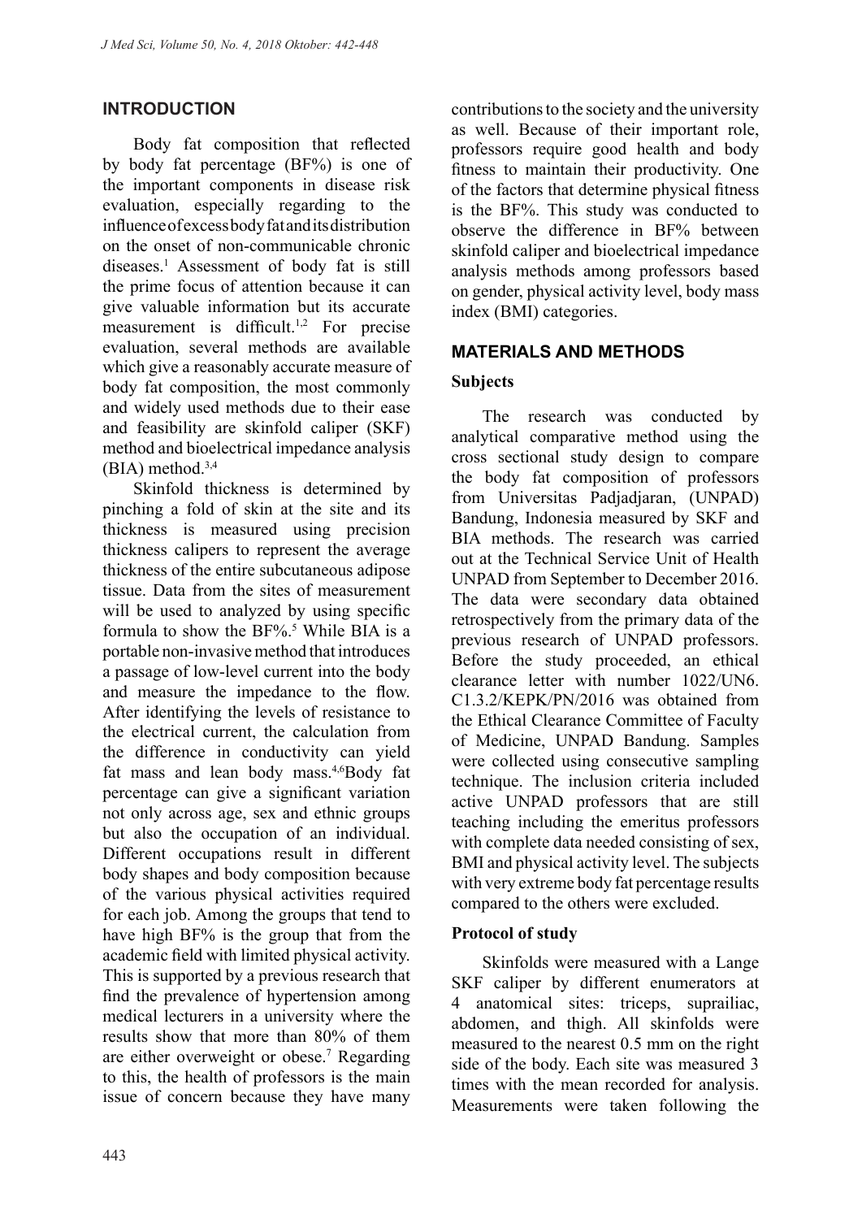## INTRODUCTION

Body fat composition that reflected by body fat percentage (BF%) is one of the important components in disease risk evaluation, especially regarding to the influence of excess body fat and its distribution on the onset of non-communicable chronic diseases.[1] Assessment of body fat is still the prime focus of attention because it can give valuable information but its accurate measurement is difficult.[1,2] For precise evaluation, several methods are available which give a reasonably accurate measure of body fat composition, the most commonly and widely used methods due to their ease and feasibility are skinfold caliper (SKF) method and bioelectrical impedance analysis (BIA) method.[3,4]

Skinfold thickness is determined by pinching a fold of skin at the site and its thickness is measured using precision thickness calipers to represent the average thickness of the entire subcutaneous adipose tissue. Data from the sites of measurement will be used to analyzed by using specific formula to show the BF%.[5] While BIA is a portable non-invasive method that introduces a passage of low-level current into the body and measure the impedance to the flow. After identifying the levels of resistance to the electrical current, the calculation from the difference in conductivity can yield fat mass and lean body mass.[4,6]Body fat percentage can give a significant variation not only across age, sex and ethnic groups but also the occupation of an individual. Different occupations result in different body shapes and body composition because of the various physical activities required for each job. Among the groups that tend to have high BF% is the group that from the academic field with limited physical activity. This is supported by a previous research that find the prevalence of hypertension among medical lecturers in a university where the results show that more than 80% of them are either overweight or obese.[7] Regarding to this, the health of professors is the main issue of concern because they have many contributions to the society and the university as well. Because of their important role, professors require good health and body fitness to maintain their productivity. One of the factors that determine physical fitness is the BF%. This study was conducted to observe the difference in BF% between skinfold caliper and bioelectrical impedance analysis methods among professors based on gender, physical activity level, body mass index (BMI) categories.

## MATERIALS AND METHODS

### Subjects

The research was conducted by analytical comparative method using the cross sectional study design to compare the body fat composition of professors from Universitas Padjadjaran, (UNPAD) Bandung, Indonesia measured by SKF and BIA methods. The research was carried out at the Technical Service Unit of Health UNPAD from September to December 2016. The data were secondary data obtained retrospectively from the primary data of the previous research of UNPAD professors. Before the study proceeded, an ethical clearance letter with number 1022/UN6.C1.3.2/KEPK/PN/2016 was obtained from the Ethical Clearance Committee of Faculty of Medicine, UNPAD Bandung. Samples were collected using consecutive sampling technique. The inclusion criteria included active UNPAD professors that are still teaching including the emeritus professors with complete data needed consisting of sex, BMI and physical activity level. The subjects with very extreme body fat percentage results compared to the others were excluded.

### Protocol of study

Skinfolds were measured with a Lange SKF caliper by different enumerators at 4 anatomical sites: triceps, suprailiac, abdomen, and thigh. All skinfolds were measured to the nearest 0.5 mm on the right side of the body. Each site was measured 3 times with the mean recorded for analysis. Measurements were taken following the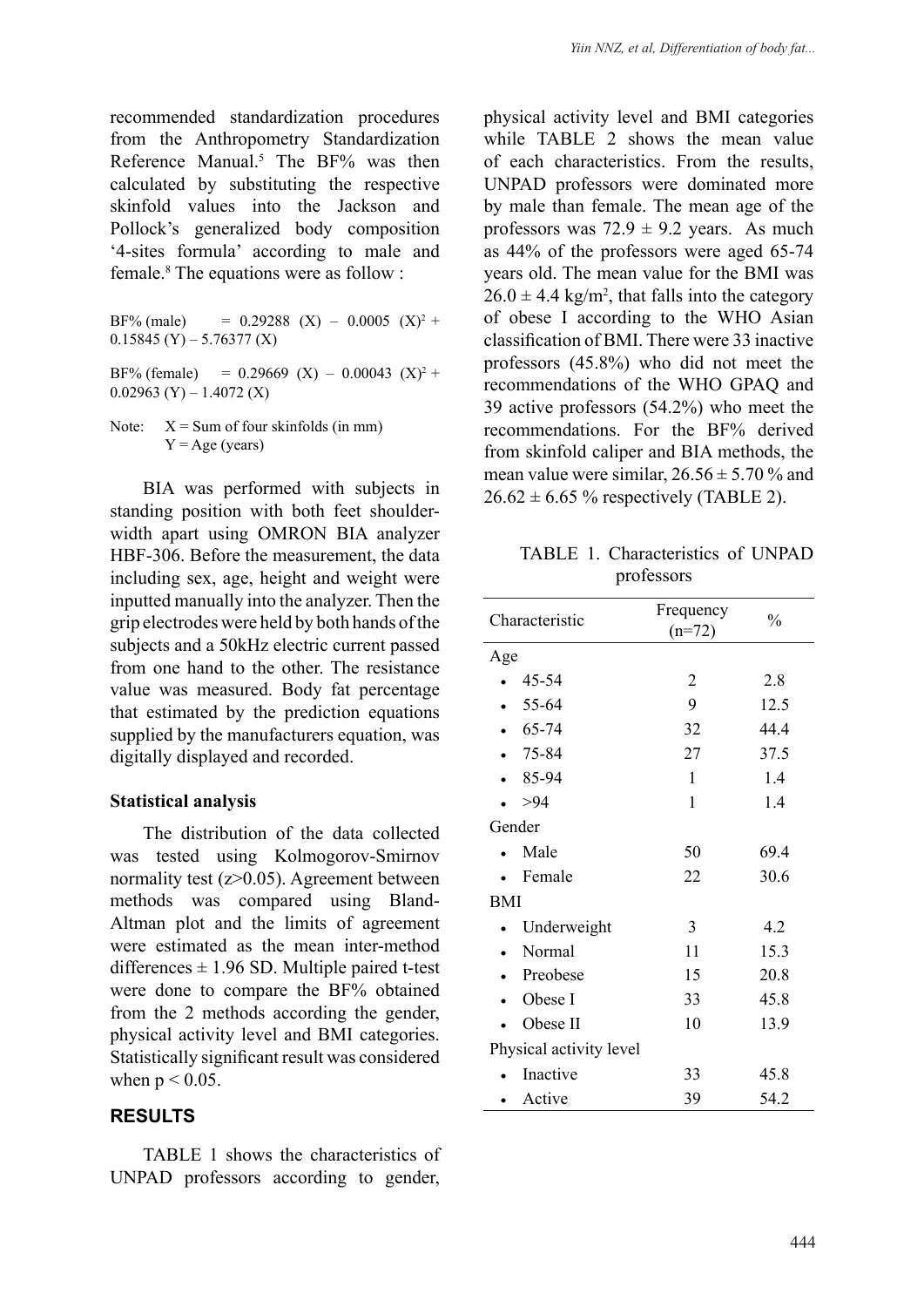recommended standardization procedures from the Anthropometry Standardization Reference Manual.[5] The BF% was then calculated by substituting the respective skinfold values into the Jackson and Pollock's generalized body composition '4-sites formula' according to male and female.[8] The equations were as follow :

$$\text{BF\% (male)} = 0.29288\ (X) - 0.0005\ (X)^2 + 0.15845\ (Y) - 5.76377\ (X)$$

$$\text{BF\% (female)} = 0.29669\ (X) - 0.00043\ (X)^2 + 0.02963\ (Y) - 1.4072\ (X)$$

Note: X = Sum of four skinfolds (in mm)
Y = Age (years)

BIA was performed with subjects in standing position with both feet shoulder-width apart using OMRON BIA analyzer HBF-306. Before the measurement, the data including sex, age, height and weight were inputted manually into the analyzer. Then the grip electrodes were held by both hands of the subjects and a 50kHz electric current passed from one hand to the other. The resistance value was measured. Body fat percentage that estimated by the prediction equations supplied by the manufacturers equation, was digitally displayed and recorded.

**Statistical analysis**

The distribution of the data collected was tested using Kolmogorov-Smirnov normality test (z>0.05). Agreement between methods was compared using Bland-Altman plot and the limits of agreement were estimated as the mean inter-method differences ± 1.96 SD. Multiple paired t-test were done to compare the BF% obtained from the 2 methods according the gender, physical activity level and BMI categories. Statistically significant result was considered when $p < 0.05$.

## RESULTS

TABLE 1 shows the characteristics of UNPAD professors according to gender, physical activity level and BMI categories while TABLE 2 shows the mean value of each characteristics. From the results, UNPAD professors were dominated more by male than female. The mean age of the professors was 72.9 ± 9.2 years. As much as 44% of the professors were aged 65-74 years old. The mean value for the BMI was 26.0 ± 4.4 kg/m$^2$, that falls into the category of obese I according to the WHO Asian classification of BMI. There were 33 inactive professors (45.8%) who did not meet the recommendations of the WHO GPAQ and 39 active professors (54.2%) who meet the recommendations. For the BF% derived from skinfold caliper and BIA methods, the mean value were similar, 26.56 ± 5.70 % and 26.62 ± 6.65 % respectively (TABLE 2).

TABLE 1. Characteristics of UNPAD professors

| Characteristic | Frequency (n=72) | % |
|---|---|---|
| Age | | |
| • 45-54 | 2 | 2.8 |
| • 55-64 | 9 | 12.5 |
| • 65-74 | 32 | 44.4 |
| • 75-84 | 27 | 37.5 |
| • 85-94 | 1 | 1.4 |
| • >94 | 1 | 1.4 |
| Gender | | |
| • Male | 50 | 69.4 |
| • Female | 22 | 30.6 |
| BMI | | |
| • Underweight | 3 | 4.2 |
| • Normal | 11 | 15.3 |
| • Preobese | 15 | 20.8 |
| • Obese I | 33 | 45.8 |
| • Obese II | 10 | 13.9 |
| Physical activity level | | |
| • Inactive | 33 | 45.8 |
| • Active | 39 | 54.2 |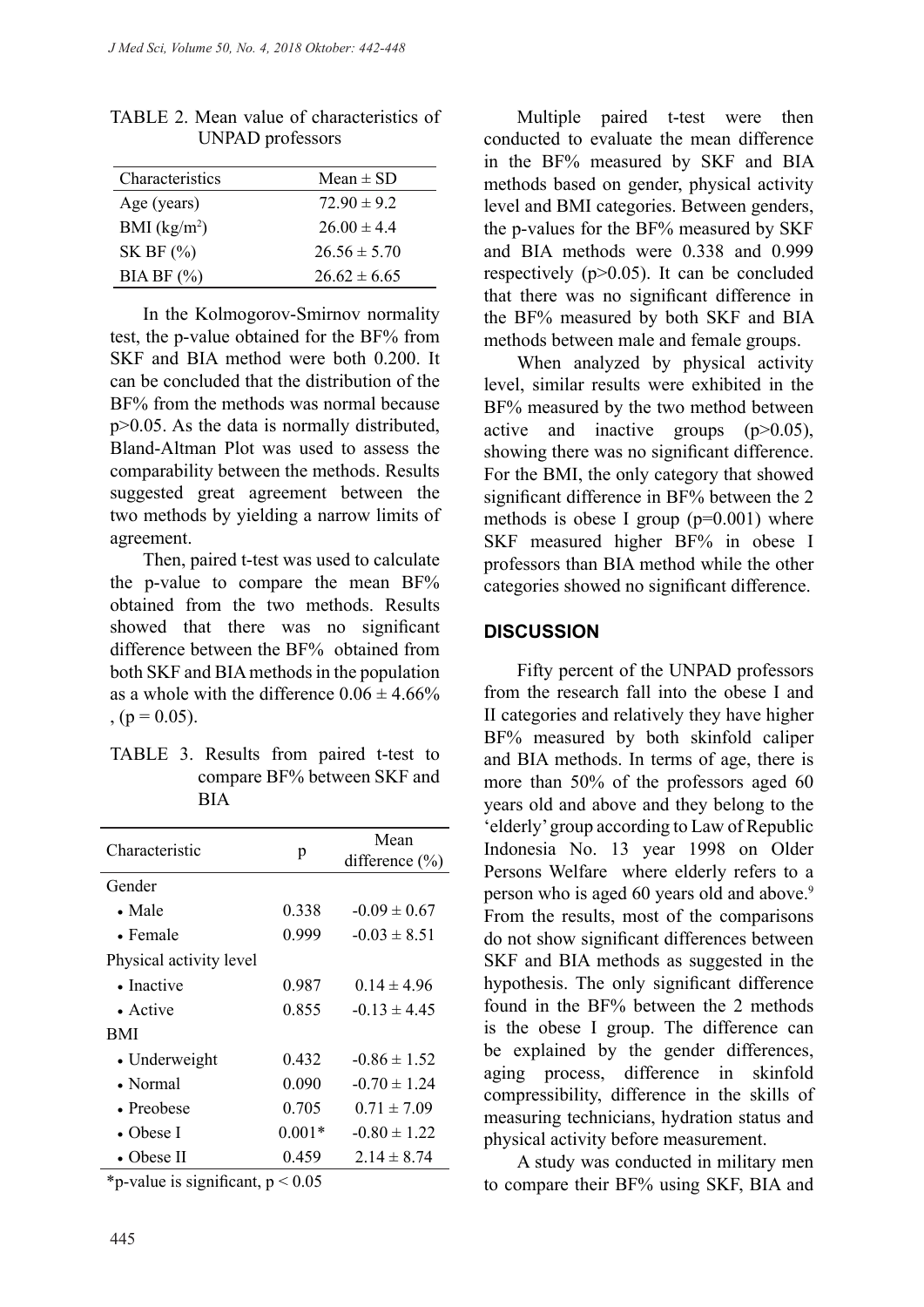TABLE 2. Mean value of characteristics of UNPAD professors

| Characteristics | Mean ± SD |
|---|---|
| Age (years) | 72.90 ± 9.2 |
| BMI (kg/m$^2$) | 26.00 ± 4.4 |
| SK BF (%) | 26.56 ± 5.70 |
| BIA BF (%) | 26.62 ± 6.65 |

In the Kolmogorov-Smirnov normality test, the p-value obtained for the BF% from SKF and BIA method were both 0.200. It can be concluded that the distribution of the BF% from the methods was normal because p>0.05. As the data is normally distributed, Bland-Altman Plot was used to assess the comparability between the methods. Results suggested great agreement between the two methods by yielding a narrow limits of agreement.

Then, paired t-test was used to calculate the p-value to compare the mean BF% obtained from the two methods. Results showed that there was no significant difference between the BF% obtained from both SKF and BIA methods in the population as a whole with the difference 0.06 ± 4.66% , (p = 0.05).

TABLE 3. Results from paired t-test to compare BF% between SKF and BIA

| Characteristic | p | Mean difference (%) |
|---|---|---|
| Gender | | |
| • Male | 0.338 | -0.09 ± 0.67 |
| • Female | 0.999 | -0.03 ± 8.51 |
| Physical activity level | | |
| • Inactive | 0.987 | 0.14 ± 4.96 |
| • Active | 0.855 | -0.13 ± 4.45 |
| BMI | | |
| • Underweight | 0.432 | -0.86 ± 1.52 |
| • Normal | 0.090 | -0.70 ± 1.24 |
| • Preobese | 0.705 | 0.71 ± 7.09 |
| • Obese I | 0.001* | -0.80 ± 1.22 |
| • Obese II | 0.459 | 2.14 ± 8.74 |

*p-value is significant, p < 0.05

Multiple paired t-test were then conducted to evaluate the mean difference in the BF% measured by SKF and BIA methods based on gender, physical activity level and BMI categories. Between genders, the p-values for the BF% measured by SKF and BIA methods were 0.338 and 0.999 respectively (p>0.05). It can be concluded that there was no significant difference in the BF% measured by both SKF and BIA methods between male and female groups.

When analyzed by physical activity level, similar results were exhibited in the BF% measured by the two method between active and inactive groups (p>0.05), showing there was no significant difference. For the BMI, the only category that showed significant difference in BF% between the 2 methods is obese I group (p=0.001) where SKF measured higher BF% in obese I professors than BIA method while the other categories showed no significant difference.

## DISCUSSION

Fifty percent of the UNPAD professors from the research fall into the obese I and II categories and relatively they have higher BF% measured by both skinfold caliper and BIA methods. In terms of age, there is more than 50% of the professors aged 60 years old and above and they belong to the 'elderly' group according to Law of Republic Indonesia No. 13 year 1998 on Older Persons Welfare where elderly refers to a person who is aged 60 years old and above.[9] From the results, most of the comparisons do not show significant differences between SKF and BIA methods as suggested in the hypothesis. The only significant difference found in the BF% between the 2 methods is the obese I group. The difference can be explained by the gender differences, aging process, difference in skinfold compressibility, difference in the skills of measuring technicians, hydration status and physical activity before measurement.

A study was conducted in military men to compare their BF% using SKF, BIA and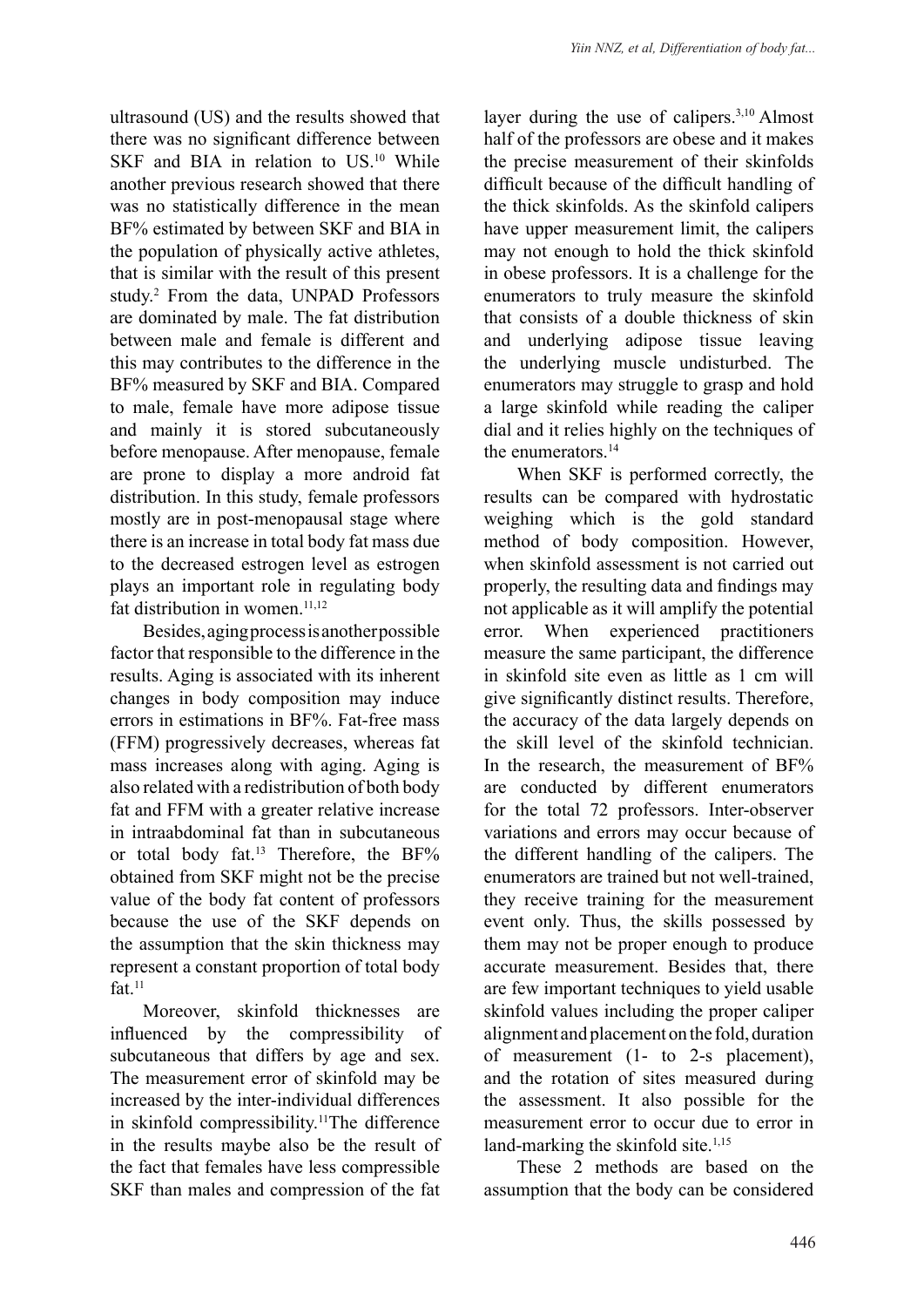ultrasound (US) and the results showed that there was no significant difference between SKF and BIA in relation to US.[10] While another previous research showed that there was no statistically difference in the mean BF% estimated by between SKF and BIA in the population of physically active athletes, that is similar with the result of this present study.[2] From the data, UNPAD Professors are dominated by male. The fat distribution between male and female is different and this may contributes to the difference in the BF% measured by SKF and BIA. Compared to male, female have more adipose tissue and mainly it is stored subcutaneously before menopause. After menopause, female are prone to display a more android fat distribution. In this study, female professors mostly are in post-menopausal stage where there is an increase in total body fat mass due to the decreased estrogen level as estrogen plays an important role in regulating body fat distribution in women.[11,12]

Besides, aging process is another possible factor that responsible to the difference in the results. Aging is associated with its inherent changes in body composition may induce errors in estimations in BF%. Fat-free mass (FFM) progressively decreases, whereas fat mass increases along with aging. Aging is also related with a redistribution of both body fat and FFM with a greater relative increase in intraabdominal fat than in subcutaneous or total body fat.[13] Therefore, the BF% obtained from SKF might not be the precise value of the body fat content of professors because the use of the SKF depends on the assumption that the skin thickness may represent a constant proportion of total body fat.[11]

Moreover, skinfold thicknesses are influenced by the compressibility of subcutaneous that differs by age and sex. The measurement error of skinfold may be increased by the inter-individual differences in skinfold compressibility.[11]The difference in the results maybe also be the result of the fact that females have less compressible SKF than males and compression of the fat layer during the use of calipers.[3,10] Almost half of the professors are obese and it makes the precise measurement of their skinfolds difficult because of the difficult handling of the thick skinfolds. As the skinfold calipers have upper measurement limit, the calipers may not enough to hold the thick skinfold in obese professors. It is a challenge for the enumerators to truly measure the skinfold that consists of a double thickness of skin and underlying adipose tissue leaving the underlying muscle undisturbed. The enumerators may struggle to grasp and hold a large skinfold while reading the caliper dial and it relies highly on the techniques of the enumerators.[14]

When SKF is performed correctly, the results can be compared with hydrostatic weighing which is the gold standard method of body composition. However, when skinfold assessment is not carried out properly, the resulting data and findings may not applicable as it will amplify the potential error. When experienced practitioners measure the same participant, the difference in skinfold site even as little as 1 cm will give significantly distinct results. Therefore, the accuracy of the data largely depends on the skill level of the skinfold technician. In the research, the measurement of BF% are conducted by different enumerators for the total 72 professors. Inter-observer variations and errors may occur because of the different handling of the calipers. The enumerators are trained but not well-trained, they receive training for the measurement event only. Thus, the skills possessed by them may not be proper enough to produce accurate measurement. Besides that, there are few important techniques to yield usable skinfold values including the proper caliper alignment and placement on the fold, duration of measurement (1- to 2-s placement), and the rotation of sites measured during the assessment. It also possible for the measurement error to occur due to error in land-marking the skinfold site.[1,15]

These 2 methods are based on the assumption that the body can be considered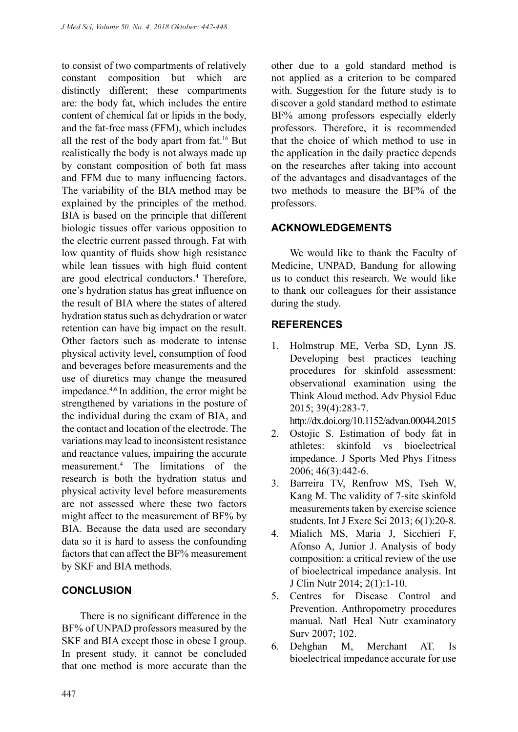to consist of two compartments of relatively constant composition but which are distinctly different; these compartments are: the body fat, which includes the entire content of chemical fat or lipids in the body, and the fat-free mass (FFM), which includes all the rest of the body apart from fat.[16] But realistically the body is not always made up by constant composition of both fat mass and FFM due to many influencing factors. The variability of the BIA method may be explained by the principles of the method. BIA is based on the principle that different biologic tissues offer various opposition to the electric current passed through. Fat with low quantity of fluids show high resistance while lean tissues with high fluid content are good electrical conductors.[4] Therefore, one's hydration status has great influence on the result of BIA where the states of altered hydration status such as dehydration or water retention can have big impact on the result. Other factors such as moderate to intense physical activity level, consumption of food and beverages before measurements and the use of diuretics may change the measured impedance.[4,6] In addition, the error might be strengthened by variations in the posture of the individual during the exam of BIA, and the contact and location of the electrode. The variations may lead to inconsistent resistance and reactance values, impairing the accurate measurement.[4] The limitations of the research is both the hydration status and physical activity level before measurements are not assessed where these two factors might affect to the measurement of BF% by BIA. Because the data used are secondary data so it is hard to assess the confounding factors that can affect the BF% measurement by SKF and BIA methods.

## CONCLUSION

There is no significant difference in the BF% of UNPAD professors measured by the SKF and BIA except those in obese I group. In present study, it cannot be concluded that one method is more accurate than the other due to a gold standard method is not applied as a criterion to be compared with. Suggestion for the future study is to discover a gold standard method to estimate BF% among professors especially elderly professors. Therefore, it is recommended that the choice of which method to use in the application in the daily practice depends on the researches after taking into account of the advantages and disadvantages of the two methods to measure the BF% of the professors.

## ACKNOWLEDGEMENTS

We would like to thank the Faculty of Medicine, UNPAD, Bandung for allowing us to conduct this research. We would like to thank our colleagues for their assistance during the study.

## REFERENCES

1. Holmstrup ME, Verba SD, Lynn JS. Developing best practices teaching procedures for skinfold assessment: observational examination using the Think Aloud method. Adv Physiol Educ 2015; 39(4):283-7. http://dx.doi.org/10.1152/advan.00044.2015
2. Ostojic S. Estimation of body fat in athletes: skinfold vs bioelectrical impedance. J Sports Med Phys Fitness 2006; 46(3):442-6.
3. Barreira TV, Renfrow MS, Tseh W, Kang M. The validity of 7-site skinfold measurements taken by exercise science students. Int J Exerc Sci 2013; 6(1):20-8.
4. Mialich MS, Maria J, Sicchieri F, Afonso A, Junior J. Analysis of body composition: a critical review of the use of bioelectrical impedance analysis. Int J Clin Nutr 2014; 2(1):1-10.
5. Centres for Disease Control and Prevention. Anthropometry procedures manual. Natl Heal Nutr examinatory Surv 2007; 102.
6. Dehghan M, Merchant AT. Is bioelectrical impedance accurate for use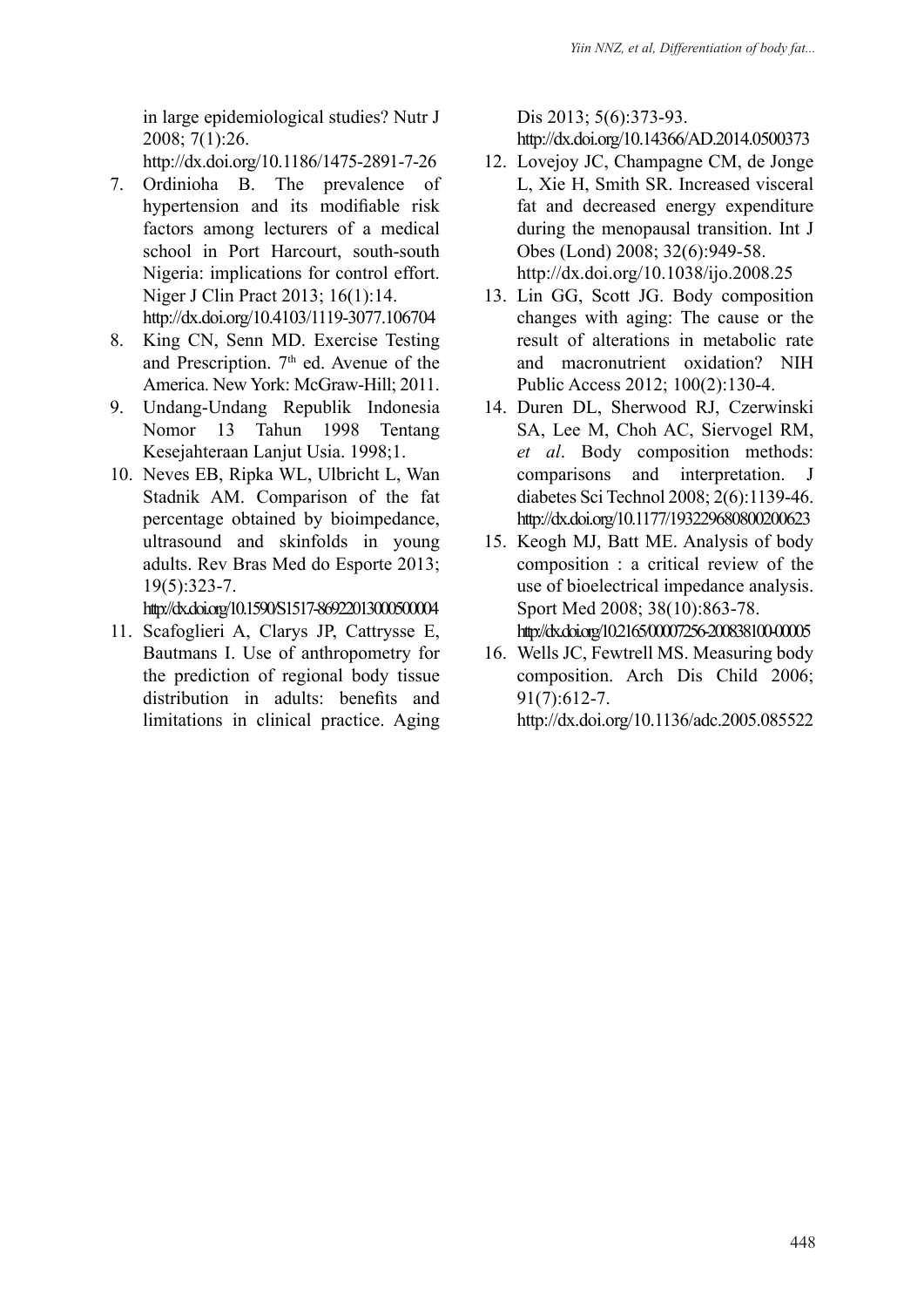in large epidemiological studies? Nutr J 2008; 7(1):26.
http://dx.doi.org/10.1186/1475-2891-7-26

7. Ordinioha B. The prevalence of hypertension and its modifiable risk factors among lecturers of a medical school in Port Harcourt, south-south Nigeria: implications for control effort. Niger J Clin Pract 2013; 16(1):14.
http://dx.doi.org/10.4103/1119-3077.106704
8. King CN, Senn MD. Exercise Testing and Prescription. 7th ed. Avenue of the America. New York: McGraw-Hill; 2011.
9. Undang-Undang Republik Indonesia Nomor 13 Tahun 1998 Tentang Kesejahteraan Lanjut Usia. 1998;1.
10. Neves EB, Ripka WL, Ulbricht L, Wan Stadnik AM. Comparison of the fat percentage obtained by bioimpedance, ultrasound and skinfolds in young adults. Rev Bras Med do Esporte 2013; 19(5):323-7.
http://dx.doi.org/10.1590/S1517-86922013000500004
11. Scafoglieri A, Clarys JP, Cattrysse E, Bautmans I. Use of anthropometry for the prediction of regional body tissue distribution in adults: benefits and limitations in clinical practice. Aging Dis 2013; 5(6):373-93.
http://dx.doi.org/10.14366/AD.2014.0500373
12. Lovejoy JC, Champagne CM, de Jonge L, Xie H, Smith SR. Increased visceral fat and decreased energy expenditure during the menopausal transition. Int J Obes (Lond) 2008; 32(6):949-58.
http://dx.doi.org/10.1038/ijo.2008.25
13. Lin GG, Scott JG. Body composition changes with aging: The cause or the result of alterations in metabolic rate and macronutrient oxidation? NIH Public Access 2012; 100(2):130-4.
14. Duren DL, Sherwood RJ, Czerwinski SA, Lee M, Choh AC, Siervogel RM, *et al*. Body composition methods: comparisons and interpretation. J diabetes Sci Technol 2008; 2(6):1139-46.
http://dx.doi.org/10.1177/193229680800200623
15. Keogh MJ, Batt ME. Analysis of body composition : a critical review of the use of bioelectrical impedance analysis. Sport Med 2008; 38(10):863-78.
http://dx.doi.org/10.2165/00007256-200838100-00005
16. Wells JC, Fewtrell MS. Measuring body composition. Arch Dis Child 2006; 91(7):612-7.
http://dx.doi.org/10.1136/adc.2005.085522